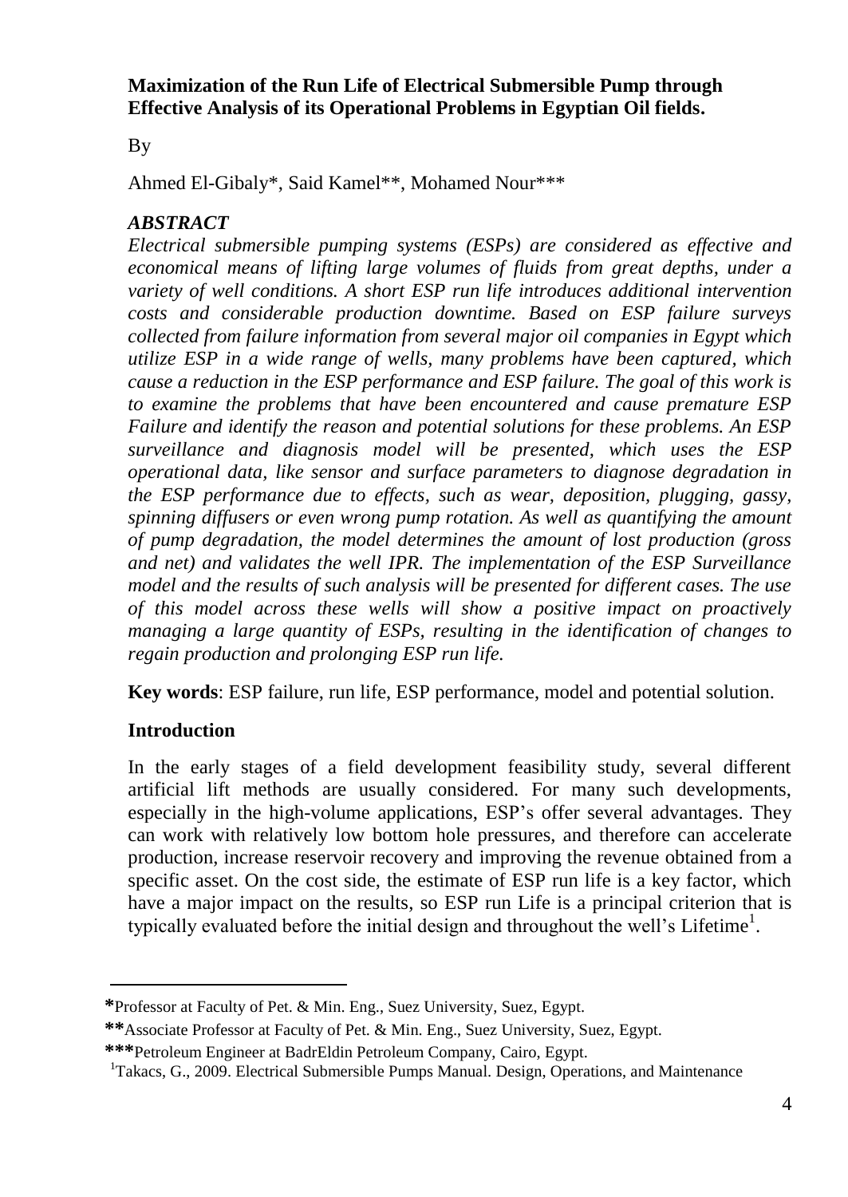# Maximization of the Run Life of Electrical Submersible Pump through Effective Analysis of its Operational Problems in Egyptian Oil fields.

By

Ahmed El-Gibaly*, Said Kamel**, Mohamed Nour***

## *ABSTRACT*

*Electrical submersible pumping systems (ESPs) are considered as effective and economical means of lifting large volumes of fluids from great depths, under a variety of well conditions. A short ESP run life introduces additional intervention costs and considerable production downtime. Based on ESP failure surveys collected from failure information from several major oil companies in Egypt which utilize ESP in a wide range of wells, many problems have been captured, which cause a reduction in the ESP performance and ESP failure. The goal of this work is to examine the problems that have been encountered and cause premature ESP Failure and identify the reason and potential solutions for these problems. An ESP surveillance and diagnosis model will be presented, which uses the ESP operational data, like sensor and surface parameters to diagnose degradation in the ESP performance due to effects, such as wear, deposition, plugging, gassy, spinning diffusers or even wrong pump rotation. As well as quantifying the amount of pump degradation, the model determines the amount of lost production (gross and net) and validates the well IPR. The implementation of the ESP Surveillance model and the results of such analysis will be presented for different cases. The use of this model across these wells will show a positive impact on proactively managing a large quantity of ESPs, resulting in the identification of changes to regain production and prolonging ESP run life.*

**Key words**: ESP failure, run life, ESP performance, model and potential solution.

## Introduction

In the early stages of a field development feasibility study, several different artificial lift methods are usually considered. For many such developments, especially in the high-volume applications, ESP's offer several advantages. They can work with relatively low bottom hole pressures, and therefore can accelerate production, increase reservoir recovery and improving the revenue obtained from a specific asset. On the cost side, the estimate of ESP run life is a key factor, which have a major impact on the results, so ESP run Life is a principal criterion that is typically evaluated before the initial design and throughout the well's Lifetime[1].

---

***Professor at Faculty of Pet. & Min. Eng., Suez University, Suez, Egypt.

****Associate Professor at Faculty of Pet. & Min. Eng., Suez University, Suez, Egypt.

*****Petroleum Engineer at BadrEldin Petroleum Company, Cairo, Egypt.

[1]Takacs, G., 2009. Electrical Submersible Pumps Manual. Design, Operations, and Maintenance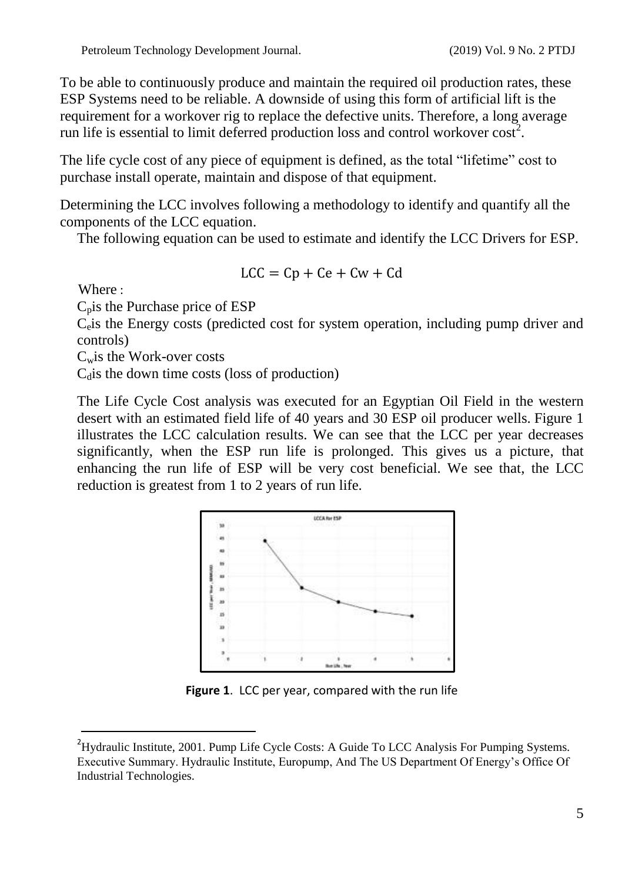To be able to continuously produce and maintain the required oil production rates, these ESP Systems need to be reliable. A downside of using this form of artificial lift is the requirement for a workover rig to replace the defective units. Therefore, a long average run life is essential to limit deferred production loss and control workover cost[2].

The life cycle cost of any piece of equipment is defined, as the total "lifetime" cost to purchase install operate, maintain and dispose of that equipment.

Determining the LCC involves following a methodology to identify and quantify all the components of the LCC equation.

The following equation can be used to estimate and identify the LCC Drivers for ESP.

$$\mathrm{LCC} = \mathrm{Cp} + \mathrm{Ce} + \mathrm{Cw} + \mathrm{Cd}$$

Where :

$C_p$ is the Purchase price of ESP

$C_e$ is the Energy costs (predicted cost for system operation, including pump driver and controls)

$C_w$ is the Work-over costs

$C_d$ is the down time costs (loss of production)

The Life Cycle Cost analysis was executed for an Egyptian Oil Field in the western desert with an estimated field life of 40 years and 30 ESP oil producer wells. Figure 1 illustrates the LCC calculation results. We can see that the LCC per year decreases significantly, when the ESP run life is prolonged. This gives us a picture, that enhancing the run life of ESP will be very cost beneficial. We see that, the LCC reduction is greatest from 1 to 2 years of run life.

**Figure 1**. LCC per year, compared with the run life

[2] Hydraulic Institute, 2001. Pump Life Cycle Costs: A Guide To LCC Analysis For Pumping Systems. Executive Summary. Hydraulic Institute, Europump, And The US Department Of Energy's Office Of Industrial Technologies.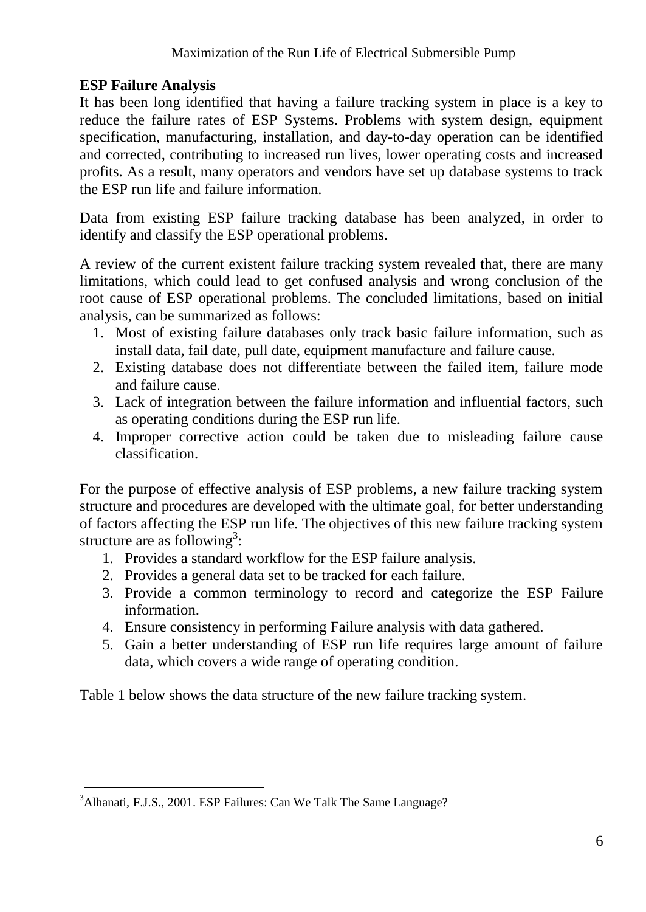## ESP Failure Analysis

It has been long identified that having a failure tracking system in place is a key to reduce the failure rates of ESP Systems. Problems with system design, equipment specification, manufacturing, installation, and day-to-day operation can be identified and corrected, contributing to increased run lives, lower operating costs and increased profits. As a result, many operators and vendors have set up database systems to track the ESP run life and failure information.

Data from existing ESP failure tracking database has been analyzed, in order to identify and classify the ESP operational problems.

A review of the current existent failure tracking system revealed that, there are many limitations, which could lead to get confused analysis and wrong conclusion of the root cause of ESP operational problems. The concluded limitations, based on initial analysis, can be summarized as follows:

1. Most of existing failure databases only track basic failure information, such as install data, fail date, pull date, equipment manufacture and failure cause.
2. Existing database does not differentiate between the failed item, failure mode and failure cause.
3. Lack of integration between the failure information and influential factors, such as operating conditions during the ESP run life.
4. Improper corrective action could be taken due to misleading failure cause classification.

For the purpose of effective analysis of ESP problems, a new failure tracking system structure and procedures are developed with the ultimate goal, for better understanding of factors affecting the ESP run life. The objectives of this new failure tracking system structure are as following[3]:

1. Provides a standard workflow for the ESP failure analysis.
2. Provides a general data set to be tracked for each failure.
3. Provide a common terminology to record and categorize the ESP Failure information.
4. Ensure consistency in performing Failure analysis with data gathered.
5. Gain a better understanding of ESP run life requires large amount of failure data, which covers a wide range of operating condition.

Table 1 below shows the data structure of the new failure tracking system.

---

[3] Alhanati, F.J.S., 2001. ESP Failures: Can We Talk The Same Language?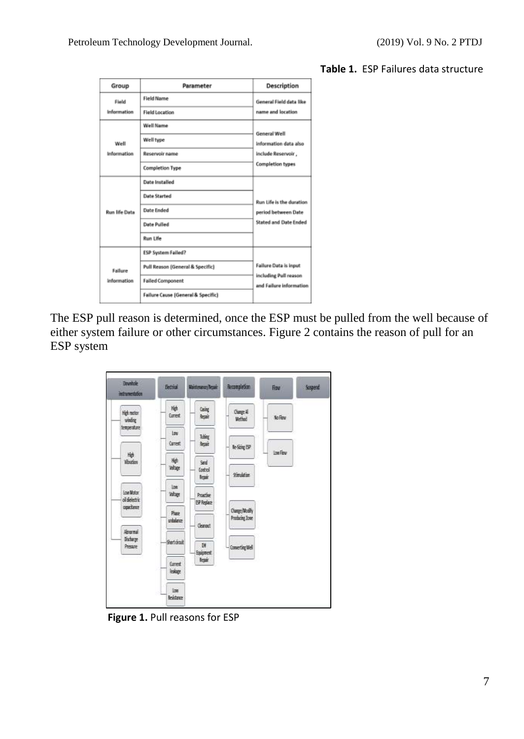**Table 1.** ESP Failures data structure

| Group | Parameter | Description |
|---|---|---|
| Field Information | Field Name | General Field data like name and location |
| | Field Location | |
| Well Information | Well Name | General Well information data also include Reservoir, Completion types |
| | Well type | |
| | Reservoir name | |
| | Completion Type | |
| Run life Data | Date Installed | Run Life is the duration period between Date Stated and Date Ended |
| | Date Started | |
| | Date Ended | |
| | Date Pulled | |
| | Run Life | |
| Failure Information | ESP System Failed? | Failure Data is input including Pull reason and Failure information |
| | Pull Reason (General & Specific) | |
| | Failed Component | |
| | Failure Cause (General & Specific) | |

The ESP pull reason is determined, once the ESP must be pulled from the well because of either system failure or other circumstances. Figure 2 contains the reason of pull for an ESP system

**Figure 1.** Pull reasons for ESP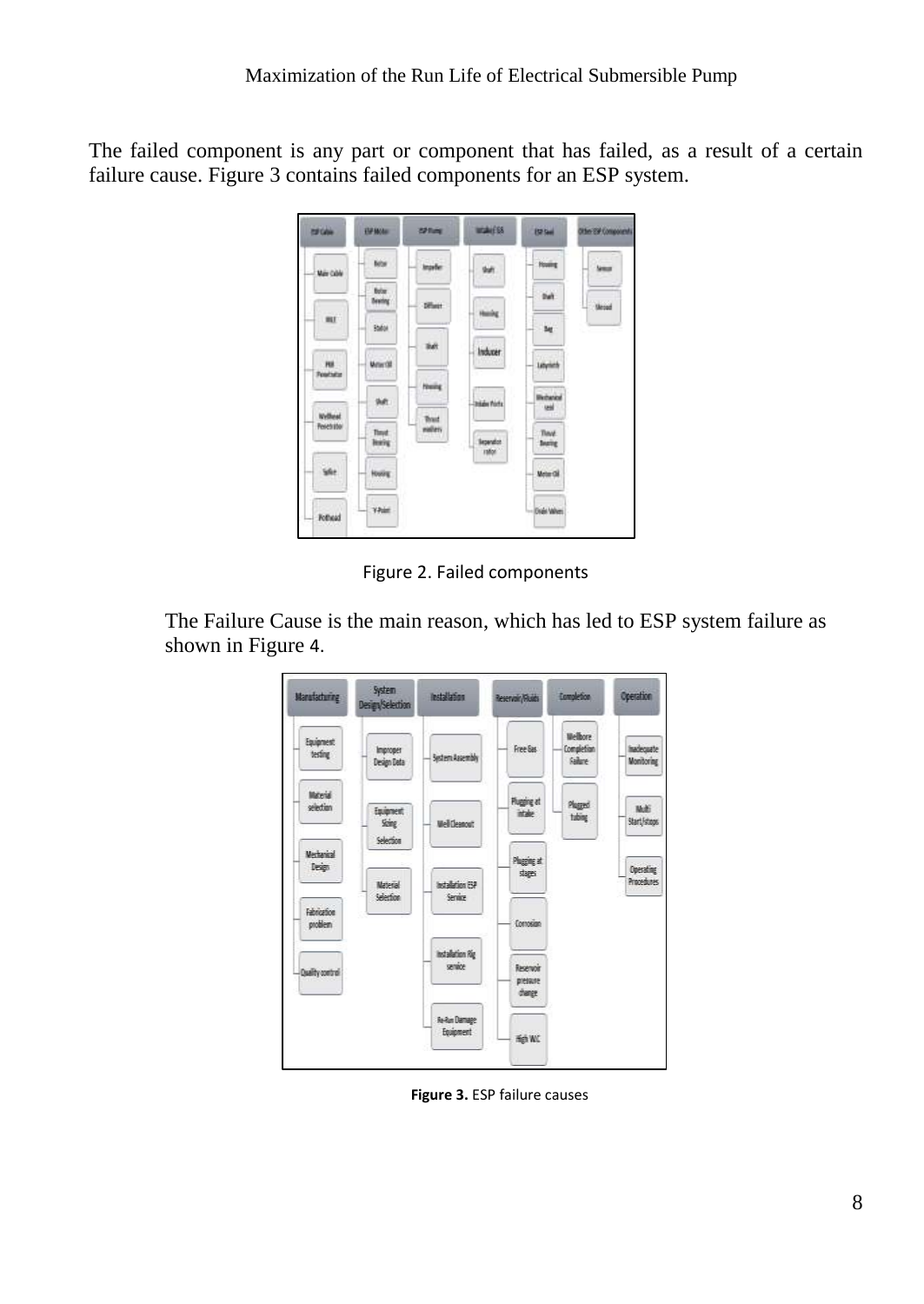The failed component is any part or component that has failed, as a result of a certain failure cause. Figure 3 contains failed components for an ESP system.

Figure 2. Failed components

The Failure Cause is the main reason, which has led to ESP system failure as shown in Figure 4.

**Figure 3.** ESP failure causes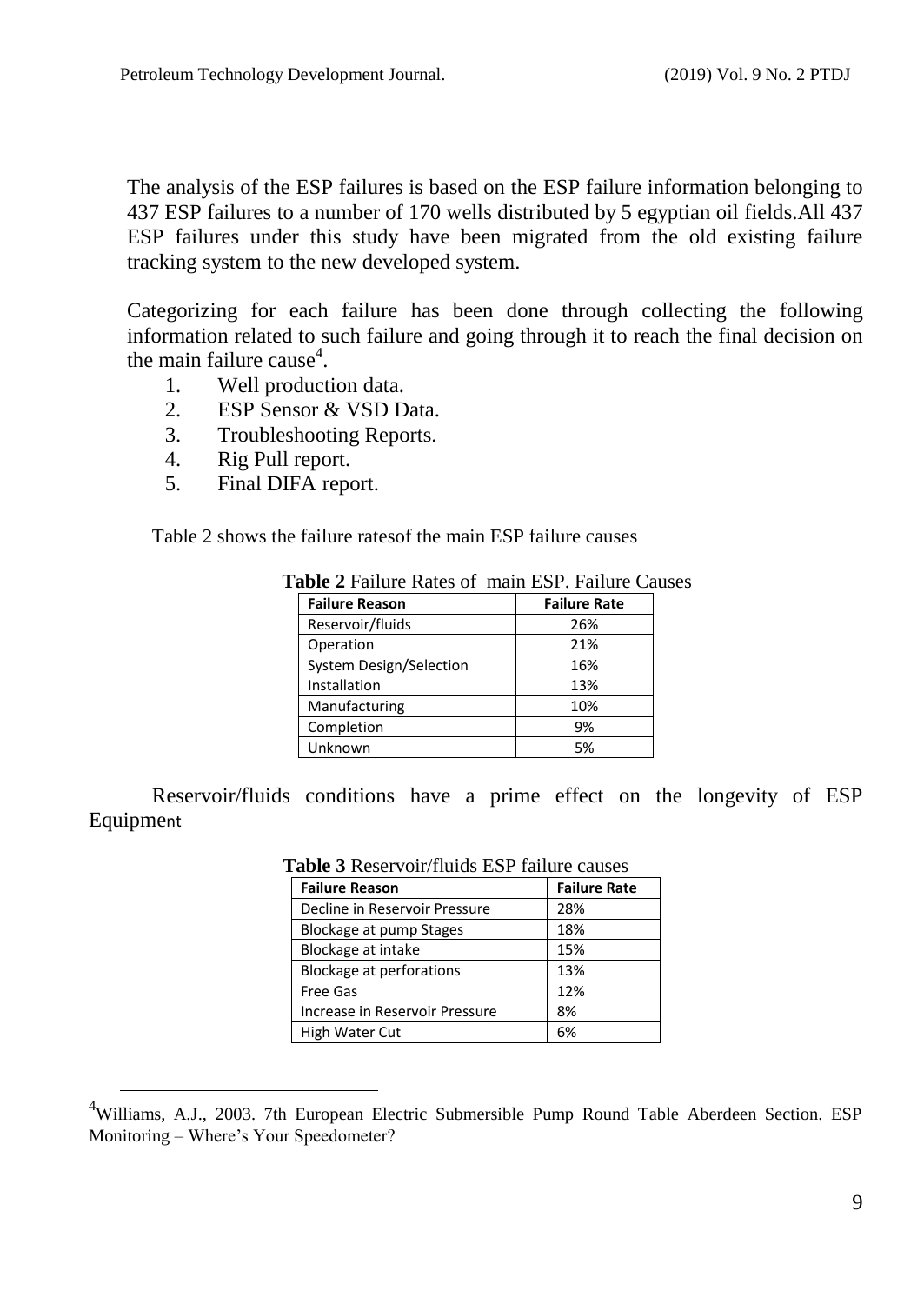The analysis of the ESP failures is based on the ESP failure information belonging to 437 ESP failures to a number of 170 wells distributed by 5 egyptian oil fields.All 437 ESP failures under this study have been migrated from the old existing failure tracking system to the new developed system.

Categorizing for each failure has been done through collecting the following information related to such failure and going through it to reach the final decision on the main failure cause[4].

1. Well production data.
2. ESP Sensor & VSD Data.
3. Troubleshooting Reports.
4. Rig Pull report.
5. Final DIFA report.

Table 2 shows the failure ratesof the main ESP failure causes

**Table 2** Failure Rates of main ESP. Failure Causes

| Failure Reason | Failure Rate |
|---|---|
| Reservoir/fluids | 26% |
| Operation | 21% |
| System Design/Selection | 16% |
| Installation | 13% |
| Manufacturing | 10% |
| Completion | 9% |
| Unknown | 5% |

Reservoir/fluids conditions have a prime effect on the longevity of ESP Equipment

**Table 3** Reservoir/fluids ESP failure causes

| Failure Reason | Failure Rate |
|---|---|
| Decline in Reservoir Pressure | 28% |
| Blockage at pump Stages | 18% |
| Blockage at intake | 15% |
| Blockage at perforations | 13% |
| Free Gas | 12% |
| Increase in Reservoir Pressure | 8% |
| High Water Cut | 6% |

[4]Williams, A.J., 2003. 7th European Electric Submersible Pump Round Table Aberdeen Section. ESP Monitoring – Where's Your Speedometer?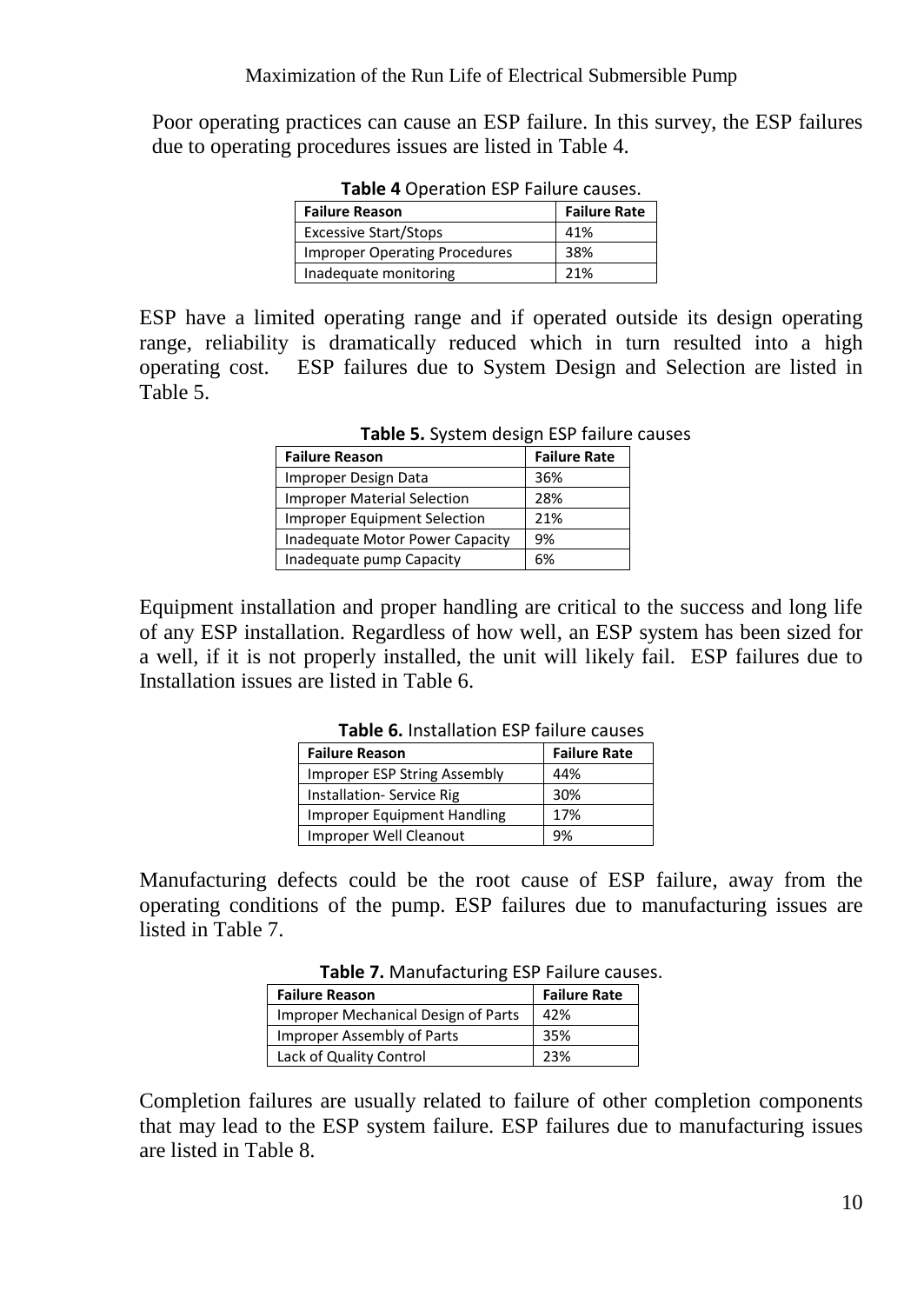Poor operating practices can cause an ESP failure. In this survey, the ESP failures due to operating procedures issues are listed in Table 4.

**Table 4** Operation ESP Failure causes.

| Failure Reason | Failure Rate |
|---|---|
| Excessive Start/Stops | 41% |
| Improper Operating Procedures | 38% |
| Inadequate monitoring | 21% |

ESP have a limited operating range and if operated outside its design operating range, reliability is dramatically reduced which in turn resulted into a high operating cost. ESP failures due to System Design and Selection are listed in Table 5.

**Table 5.** System design ESP failure causes

| Failure Reason | Failure Rate |
|---|---|
| Improper Design Data | 36% |
| Improper Material Selection | 28% |
| Improper Equipment Selection | 21% |
| Inadequate Motor Power Capacity | 9% |
| Inadequate pump Capacity | 6% |

Equipment installation and proper handling are critical to the success and long life of any ESP installation. Regardless of how well, an ESP system has been sized for a well, if it is not properly installed, the unit will likely fail. ESP failures due to Installation issues are listed in Table 6.

**Table 6.** Installation ESP failure causes

| Failure Reason | Failure Rate |
|---|---|
| Improper ESP String Assembly | 44% |
| Installation- Service Rig | 30% |
| Improper Equipment Handling | 17% |
| Improper Well Cleanout | 9% |

Manufacturing defects could be the root cause of ESP failure, away from the operating conditions of the pump. ESP failures due to manufacturing issues are listed in Table 7.

**Table 7.** Manufacturing ESP Failure causes.

| Failure Reason | Failure Rate |
|---|---|
| Improper Mechanical Design of Parts | 42% |
| Improper Assembly of Parts | 35% |
| Lack of Quality Control | 23% |

Completion failures are usually related to failure of other completion components that may lead to the ESP system failure. ESP failures due to manufacturing issues are listed in Table 8.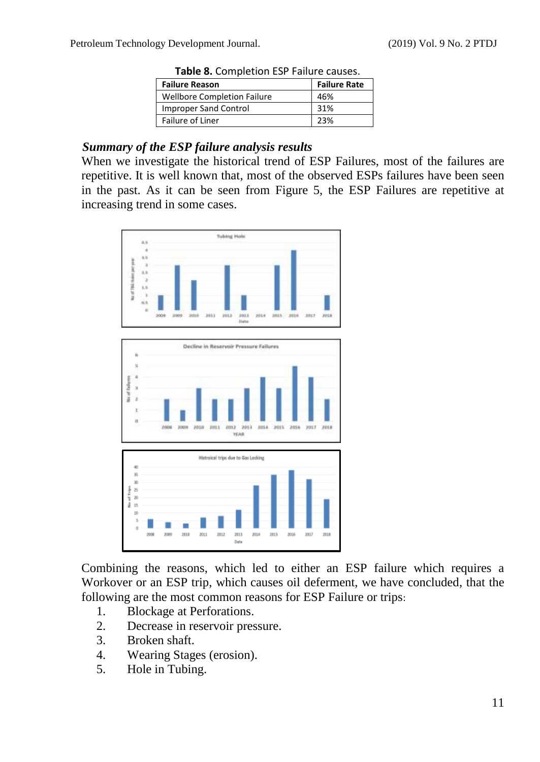**Table 8.** Completion ESP Failure causes.

| Failure Reason | Failure Rate |
|---|---|
| Wellbore Completion Failure | 46% |
| Improper Sand Control | 31% |
| Failure of Liner | 23% |

### *Summary of the ESP failure analysis results*

When we investigate the historical trend of ESP Failures, most of the failures are repetitive. It is well known that, most of the observed ESPs failures have been seen in the past. As it can be seen from Figure 5, the ESP Failures are repetitive at increasing trend in some cases.

Combining the reasons, which led to either an ESP failure which requires a Workover or an ESP trip, which causes oil deferment, we have concluded, that the following are the most common reasons for ESP Failure or trips:

1. Blockage at Perforations.
2. Decrease in reservoir pressure.
3. Broken shaft.
4. Wearing Stages (erosion).
5. Hole in Tubing.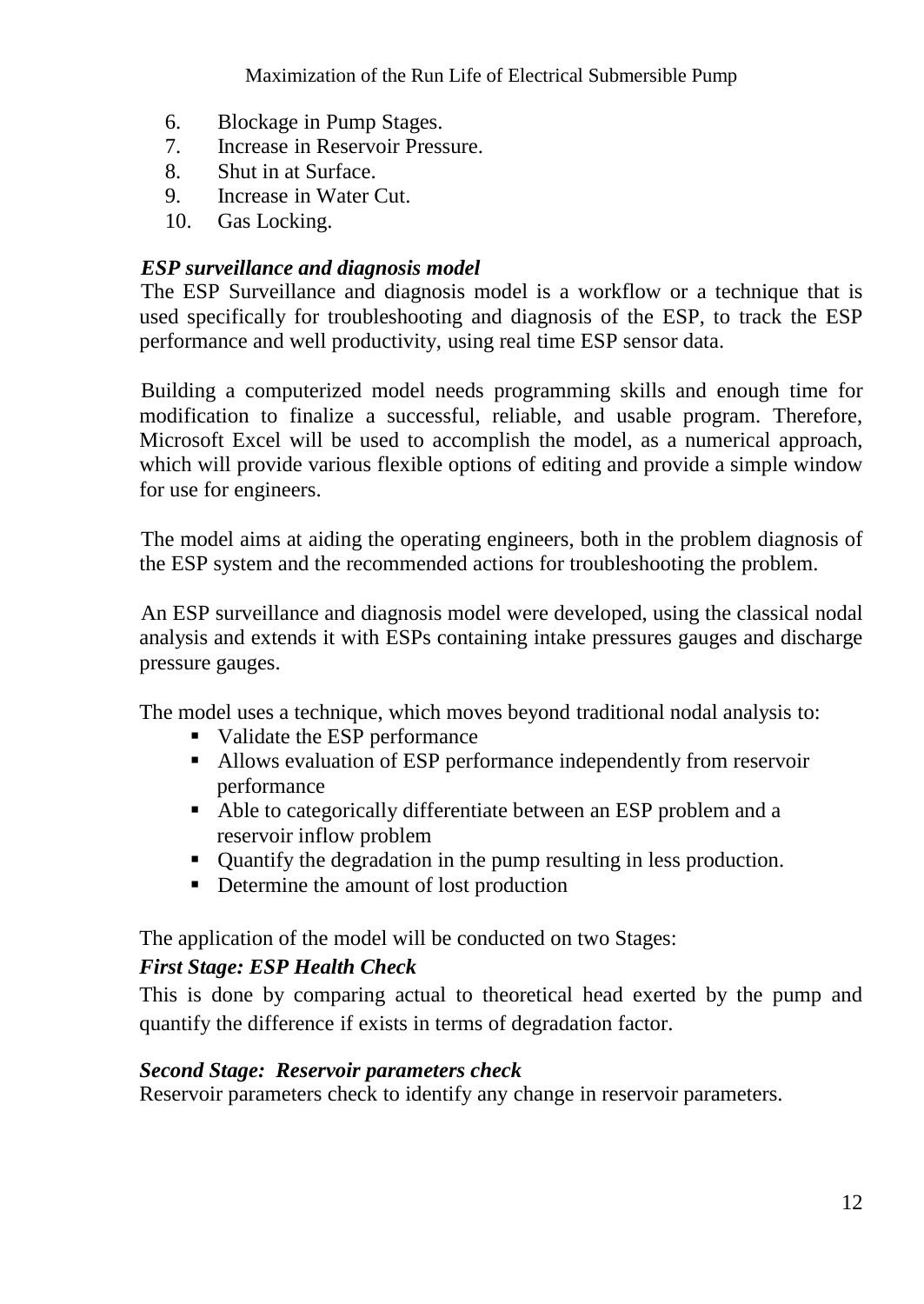6. Blockage in Pump Stages.
7. Increase in Reservoir Pressure.
8. Shut in at Surface.
9. Increase in Water Cut.
10. Gas Locking.

### *ESP surveillance and diagnosis model*

The ESP Surveillance and diagnosis model is a workflow or a technique that is used specifically for troubleshooting and diagnosis of the ESP, to track the ESP performance and well productivity, using real time ESP sensor data.

Building a computerized model needs programming skills and enough time for modification to finalize a successful, reliable, and usable program. Therefore, Microsoft Excel will be used to accomplish the model, as a numerical approach, which will provide various flexible options of editing and provide a simple window for use for engineers.

The model aims at aiding the operating engineers, both in the problem diagnosis of the ESP system and the recommended actions for troubleshooting the problem.

An ESP surveillance and diagnosis model were developed, using the classical nodal analysis and extends it with ESPs containing intake pressures gauges and discharge pressure gauges.

The model uses a technique, which moves beyond traditional nodal analysis to:

- Validate the ESP performance
- Allows evaluation of ESP performance independently from reservoir performance
- Able to categorically differentiate between an ESP problem and a reservoir inflow problem
- Quantify the degradation in the pump resulting in less production.
- Determine the amount of lost production

The application of the model will be conducted on two Stages:

### *First Stage: ESP Health Check*

This is done by comparing actual to theoretical head exerted by the pump and quantify the difference if exists in terms of degradation factor.

### *Second Stage: Reservoir parameters check*

Reservoir parameters check to identify any change in reservoir parameters.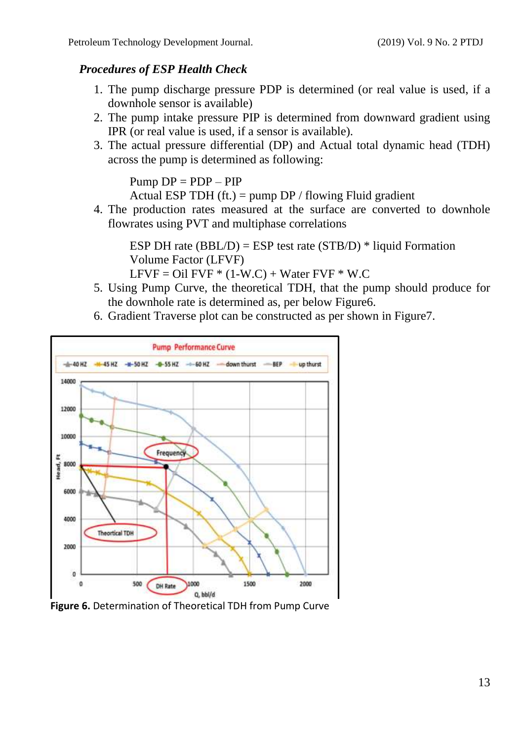### *Procedures of ESP Health Check*

1. The pump discharge pressure PDP is determined (or real value is used, if a downhole sensor is available)
2. The pump intake pressure PIP is determined from downward gradient using IPR (or real value is used, if a sensor is available).
3. The actual pressure differential (DP) and Actual total dynamic head (TDH) across the pump is determined as following:

   Pump DP = PDP – PIP
   Actual ESP TDH (ft.) = pump DP / flowing Fluid gradient
4. The production rates measured at the surface are converted to downhole flowrates using PVT and multiphase correlations

   ESP DH rate (BBL/D) = ESP test rate (STB/D) * liquid Formation Volume Factor (LFVF)
   LFVF = Oil FVF * (1-W.C) + Water FVF * W.C
5. Using Pump Curve, the theoretical TDH, that the pump should produce for the downhole rate is determined as, per below Figure6.
6. Gradient Traverse plot can be constructed as per shown in Figure7.

**Figure 6.** Determination of Theoretical TDH from Pump Curve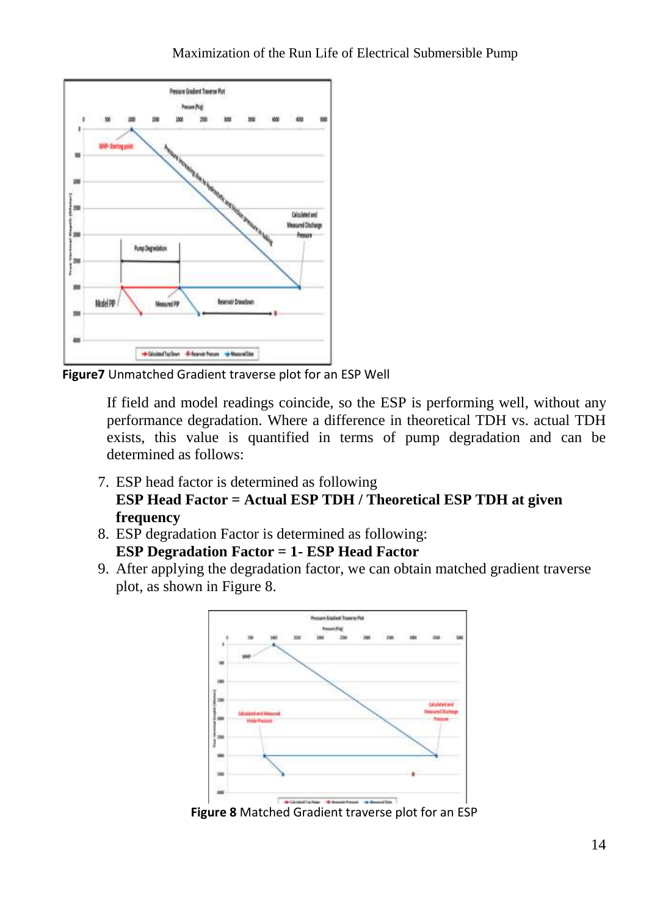Figure7 Unmatched Gradient traverse plot for an ESP Well

If field and model readings coincide, so the ESP is performing well, without any performance degradation. Where a difference in theoretical TDH vs. actual TDH exists, this value is quantified in terms of pump degradation and can be determined as follows:

7. ESP head factor is determined as following
   **ESP Head Factor = Actual ESP TDH / Theoretical ESP TDH at given frequency**
8. ESP degradation Factor is determined as following:
   **ESP Degradation Factor = 1- ESP Head Factor**
9. After applying the degradation factor, we can obtain matched gradient traverse plot, as shown in Figure 8.

**Figure 8** Matched Gradient traverse plot for an ESP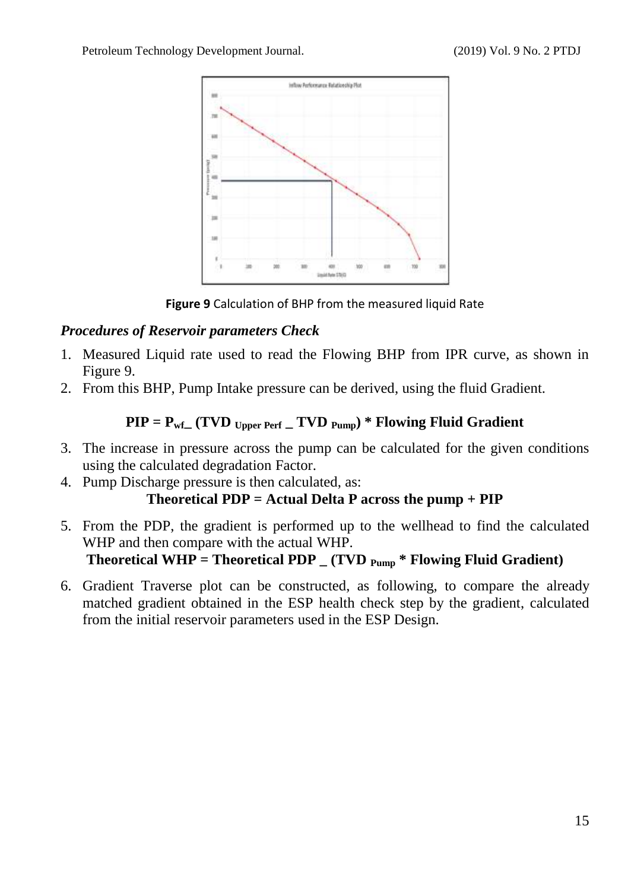Figure 9 Calculation of BHP from the measured liquid Rate

### *Procedures of Reservoir parameters Check*

1. Measured Liquid rate used to read the Flowing BHP from IPR curve, as shown in Figure 9.
2. From this BHP, Pump Intake pressure can be derived, using the fluid Gradient.

$$\mathbf{PIP = P_{wf} - (TVD_{Upper\ Perf} - TVD_{Pump}) * Flowing\ Fluid\ Gradient}$$

3. The increase in pressure across the pump can be calculated for the given conditions using the calculated degradation Factor.
4. Pump Discharge pressure is then calculated, as:

$$\mathbf{Theoretical\ PDP = Actual\ Delta\ P\ across\ the\ pump + PIP}$$

5. From the PDP, the gradient is performed up to the wellhead to find the calculated WHP and then compare with the actual WHP.

$$\mathbf{Theoretical\ WHP = Theoretical\ PDP - (TVD_{Pump} * Flowing\ Fluid\ Gradient)}$$

6. Gradient Traverse plot can be constructed, as following, to compare the already matched gradient obtained in the ESP health check step by the gradient, calculated from the initial reservoir parameters used in the ESP Design.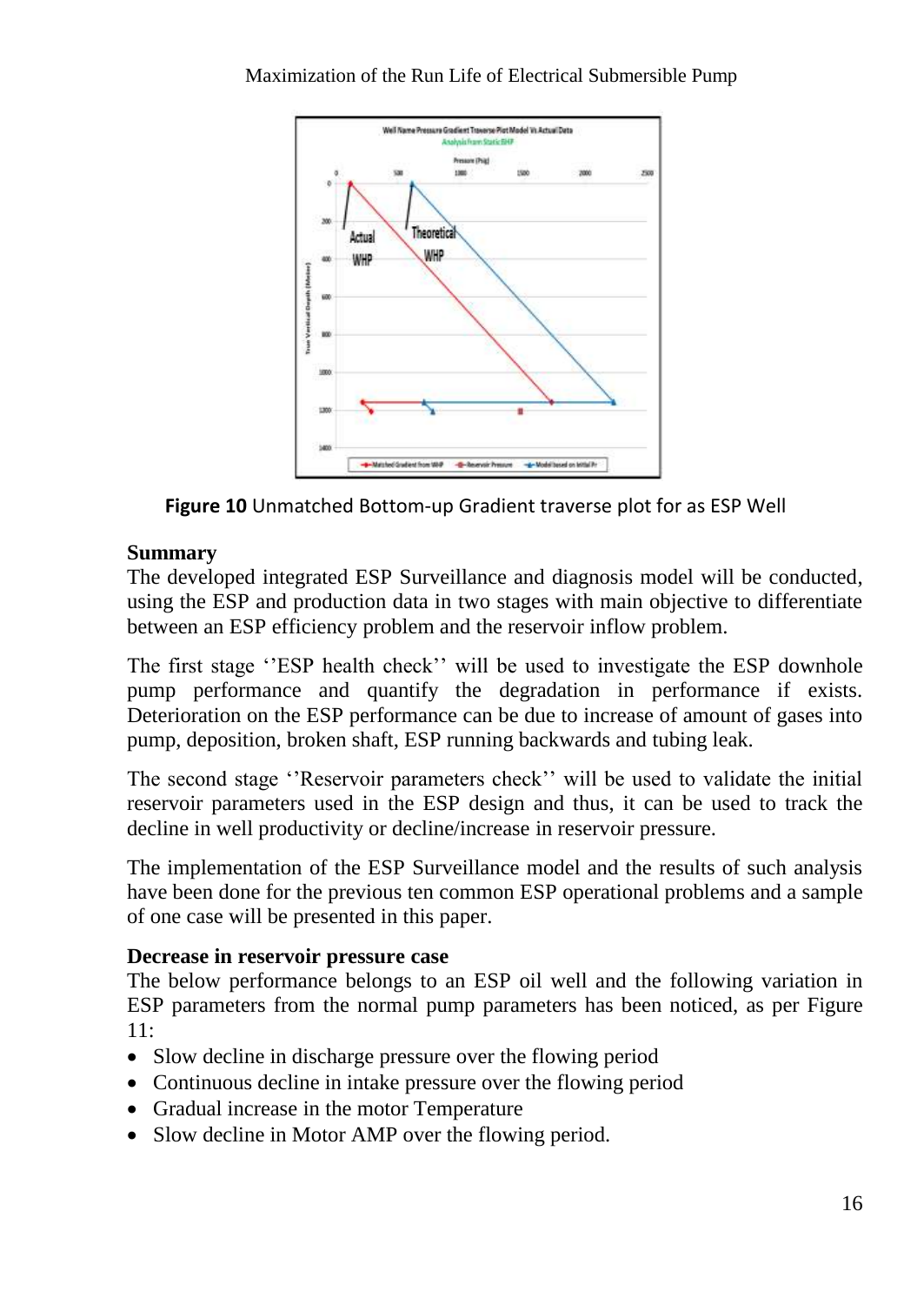**Figure 10** Unmatched Bottom-up Gradient traverse plot for as ESP Well

### Summary

The developed integrated ESP Surveillance and diagnosis model will be conducted, using the ESP and production data in two stages with main objective to differentiate between an ESP efficiency problem and the reservoir inflow problem.

The first stage ''ESP health check'' will be used to investigate the ESP downhole pump performance and quantify the degradation in performance if exists. Deterioration on the ESP performance can be due to increase of amount of gases into pump, deposition, broken shaft, ESP running backwards and tubing leak.

The second stage ''Reservoir parameters check'' will be used to validate the initial reservoir parameters used in the ESP design and thus, it can be used to track the decline in well productivity or decline/increase in reservoir pressure.

The implementation of the ESP Surveillance model and the results of such analysis have been done for the previous ten common ESP operational problems and a sample of one case will be presented in this paper.

### Decrease in reservoir pressure case

The below performance belongs to an ESP oil well and the following variation in ESP parameters from the normal pump parameters has been noticed, as per Figure 11:

- Slow decline in discharge pressure over the flowing period
- Continuous decline in intake pressure over the flowing period
- Gradual increase in the motor Temperature
- Slow decline in Motor AMP over the flowing period.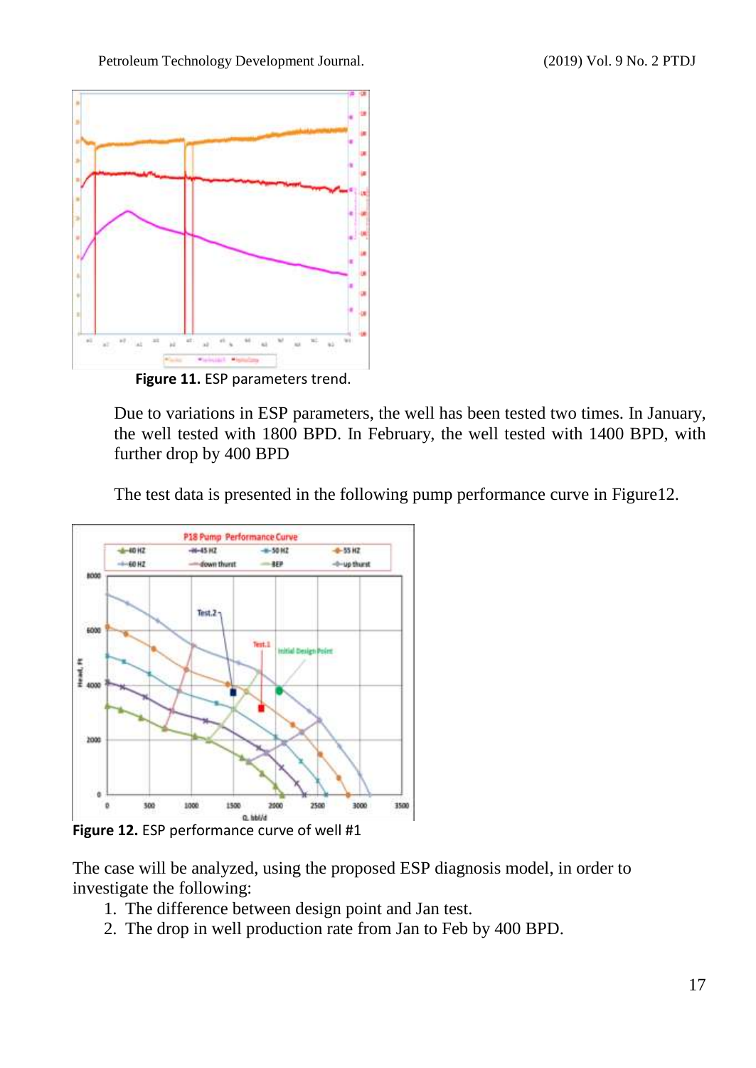Figure 11. ESP parameters trend.

Due to variations in ESP parameters, the well has been tested two times. In January, the well tested with 1800 BPD. In February, the well tested with 1400 BPD, with further drop by 400 BPD

The test data is presented in the following pump performance curve in Figure12.

Figure 12. ESP performance curve of well #1

The case will be analyzed, using the proposed ESP diagnosis model, in order to investigate the following:

1. The difference between design point and Jan test.
2. The drop in well production rate from Jan to Feb by 400 BPD.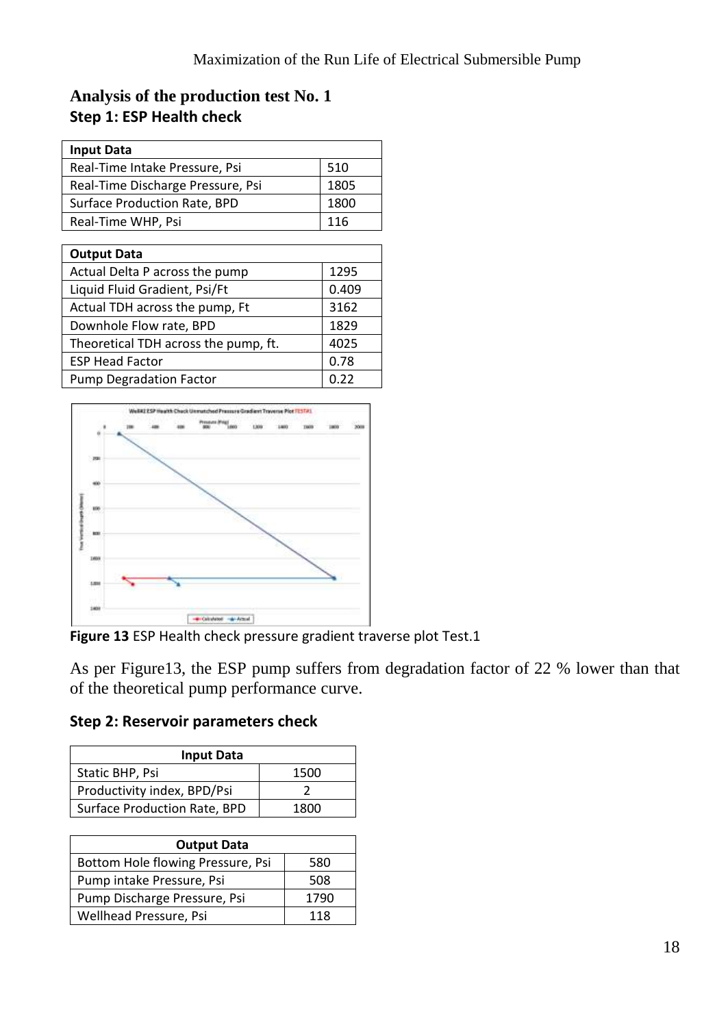## Analysis of the production test No. 1

### Step 1: ESP Health check

| Input Data | |
|---|---|
| Real-Time Intake Pressure, Psi | 510 |
| Real-Time Discharge Pressure, Psi | 1805 |
| Surface Production Rate, BPD | 1800 |
| Real-Time WHP, Psi | 116 |

| Output Data | |
|---|---|
| Actual Delta P across the pump | 1295 |
| Liquid Fluid Gradient, Psi/Ft | 0.409 |
| Actual TDH across the pump, Ft | 3162 |
| Downhole Flow rate, BPD | 1829 |
| Theoretical TDH across the pump, ft. | 4025 |
| ESP Head Factor | 0.78 |
| Pump Degradation Factor | 0.22 |

**Figure 13** ESP Health check pressure gradient traverse plot Test.1

As per Figure13, the ESP pump suffers from degradation factor of 22 % lower than that of the theoretical pump performance curve.

### Step 2: Reservoir parameters check

| Input Data | |
|---|---|
| Static BHP, Psi | 1500 |
| Productivity index, BPD/Psi | 2 |
| Surface Production Rate, BPD | 1800 |

| Output Data | |
|---|---|
| Bottom Hole flowing Pressure, Psi | 580 |
| Pump intake Pressure, Psi | 508 |
| Pump Discharge Pressure, Psi | 1790 |
| Wellhead Pressure, Psi | 118 |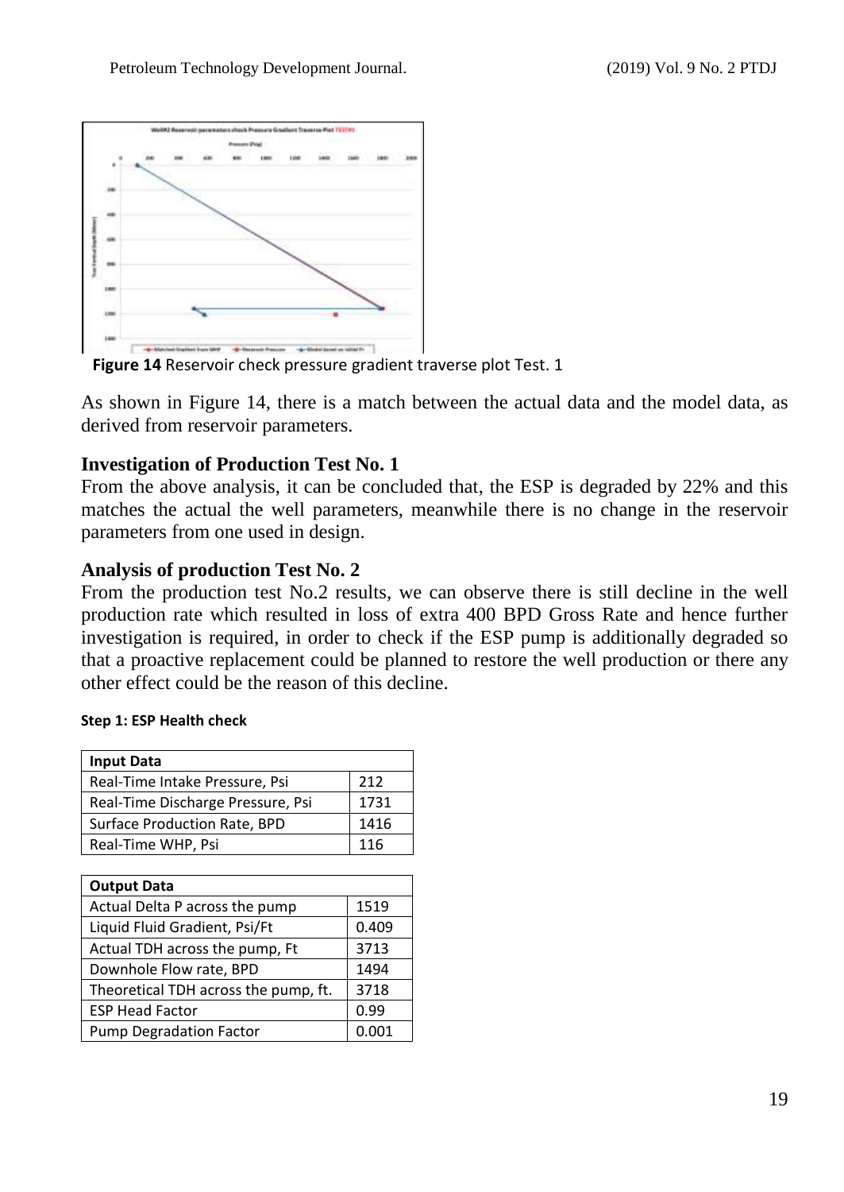**Figure 14** Reservoir check pressure gradient traverse plot Test. 1

As shown in Figure 14, there is a match between the actual data and the model data, as derived from reservoir parameters.

### Investigation of Production Test No. 1

From the above analysis, it can be concluded that, the ESP is degraded by 22% and this matches the actual the well parameters, meanwhile there is no change in the reservoir parameters from one used in design.

### Analysis of production Test No. 2

From the production test No.2 results, we can observe there is still decline in the well production rate which resulted in loss of extra 400 BPD Gross Rate and hence further investigation is required, in order to check if the ESP pump is additionally degraded so that a proactive replacement could be planned to restore the well production or there any other effect could be the reason of this decline.

**Step 1: ESP Health check**

| **Input Data** | |
|---|---|
| Real-Time Intake Pressure, Psi | 212 |
| Real-Time Discharge Pressure, Psi | 1731 |
| Surface Production Rate, BPD | 1416 |
| Real-Time WHP, Psi | 116 |

| **Output Data** | |
|---|---|
| Actual Delta P across the pump | 1519 |
| Liquid Fluid Gradient, Psi/Ft | 0.409 |
| Actual TDH across the pump, Ft | 3713 |
| Downhole Flow rate, BPD | 1494 |
| Theoretical TDH across the pump, ft. | 3718 |
| ESP Head Factor | 0.99 |
| Pump Degradation Factor | 0.001 |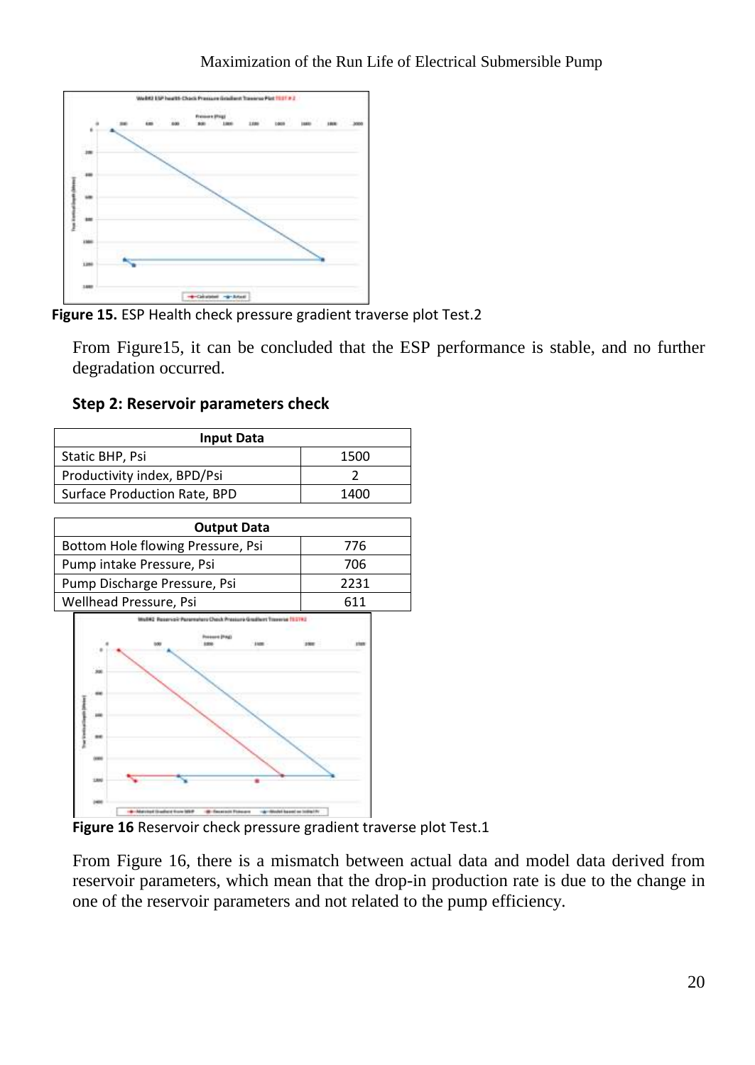Figure 15. ESP Health check pressure gradient traverse plot Test.2

From Figure15, it can be concluded that the ESP performance is stable, and no further degradation occurred.

### Step 2: Reservoir parameters check

| Input Data | |
|---|---|
| Static BHP, Psi | 1500 |
| Productivity index, BPD/Psi | 2 |
| Surface Production Rate, BPD | 1400 |

| Output Data | |
|---|---|
| Bottom Hole flowing Pressure, Psi | 776 |
| Pump intake Pressure, Psi | 706 |
| Pump Discharge Pressure, Psi | 2231 |
| Wellhead Pressure, Psi | 611 |

Figure 16 Reservoir check pressure gradient traverse plot Test.1

From Figure 16, there is a mismatch between actual data and model data derived from reservoir parameters, which mean that the drop-in production rate is due to the change in one of the reservoir parameters and not related to the pump efficiency.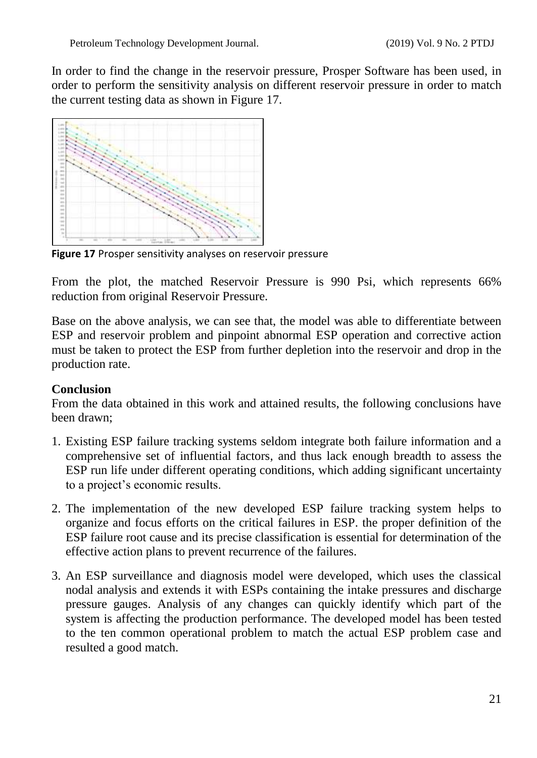In order to find the change in the reservoir pressure, Prosper Software has been used, in order to perform the sensitivity analysis on different reservoir pressure in order to match the current testing data as shown in Figure 17.

**Figure 17** Prosper sensitivity analyses on reservoir pressure

From the plot, the matched Reservoir Pressure is 990 Psi, which represents 66% reduction from original Reservoir Pressure.

Base on the above analysis, we can see that, the model was able to differentiate between ESP and reservoir problem and pinpoint abnormal ESP operation and corrective action must be taken to protect the ESP from further depletion into the reservoir and drop in the production rate.

## Conclusion

From the data obtained in this work and attained results, the following conclusions have been drawn;

1. Existing ESP failure tracking systems seldom integrate both failure information and a comprehensive set of influential factors, and thus lack enough breadth to assess the ESP run life under different operating conditions, which adding significant uncertainty to a project's economic results.
2. The implementation of the new developed ESP failure tracking system helps to organize and focus efforts on the critical failures in ESP. the proper definition of the ESP failure root cause and its precise classification is essential for determination of the effective action plans to prevent recurrence of the failures.
3. An ESP surveillance and diagnosis model were developed, which uses the classical nodal analysis and extends it with ESPs containing the intake pressures and discharge pressure gauges. Analysis of any changes can quickly identify which part of the system is affecting the production performance. The developed model has been tested to the ten common operational problem to match the actual ESP problem case and resulted a good match.